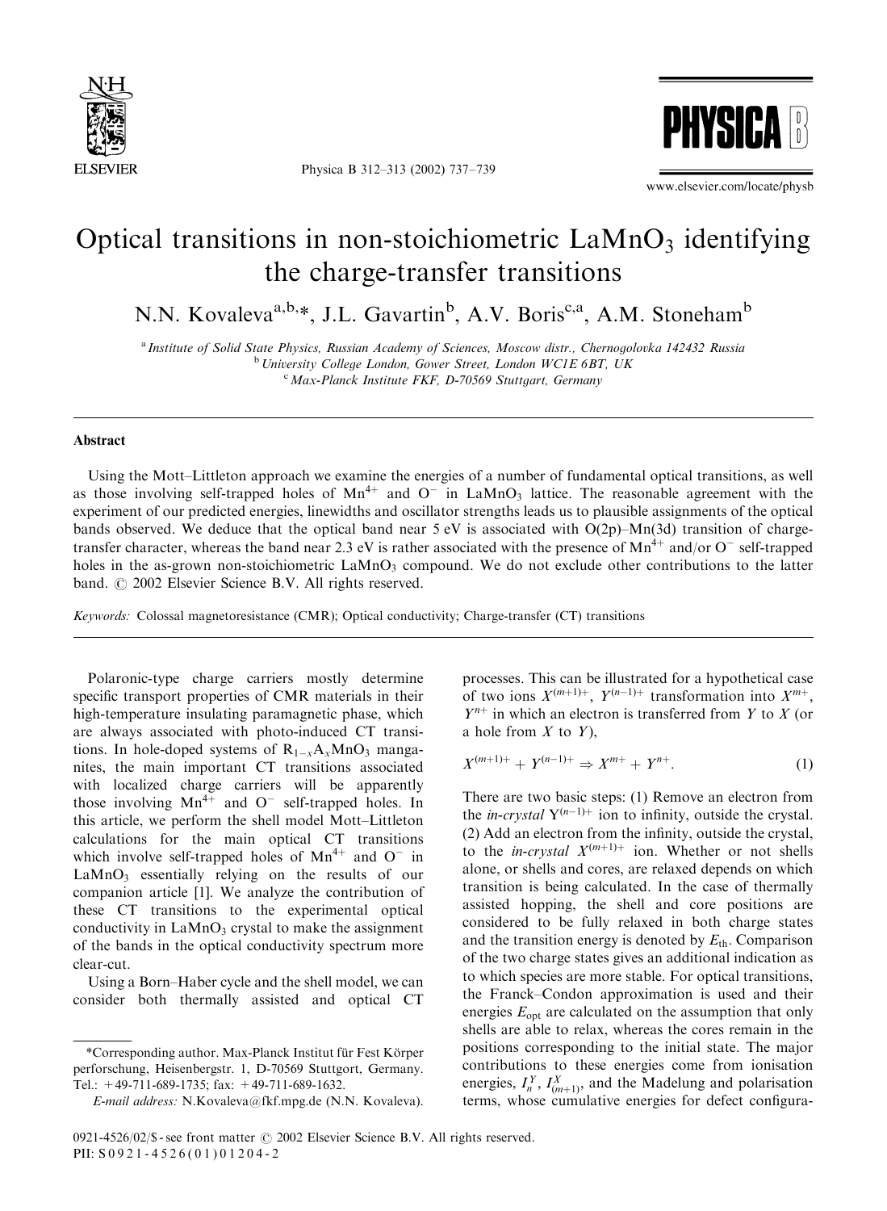# Optical transitions in non-stoichiometric $LaMnO_3$ identifying the charge-transfer transitions

N.N. Kovaleva[a,b,*], J.L. Gavartin[b], A.V. Boris[c,a], A.M. Stoneham[b]

[a] Institute of Solid State Physics, Russian Academy of Sciences, Moscow distr., Chernogolovka 142432 Russia
[b] University College London, Gower Street, London WC1E 6BT, UK
[c] Max-Planck Institute FKF, D-70569 Stuttgart, Germany

## Abstract

Using the Mott–Littleton approach we examine the energies of a number of fundamental optical transitions, as well as those involving self-trapped holes of $Mn^{4+}$ and $O^-$ in $LaMnO_3$ lattice. The reasonable agreement with the experiment of our predicted energies, linewidths and oscillator strengths leads us to plausible assignments of the optical bands observed. We deduce that the optical band near 5 eV is associated with O(2p)–Mn(3d) transition of charge-transfer character, whereas the band near 2.3 eV is rather associated with the presence of $Mn^{4+}$ and/or $O^-$ self-trapped holes in the as-grown non-stoichiometric $LaMnO_3$ compound. We do not exclude other contributions to the latter band. © 2002 Elsevier Science B.V. All rights reserved.

*Keywords:* Colossal magnetoresistance (CMR); Optical conductivity; Charge-transfer (CT) transitions

Polaronic-type charge carriers mostly determine specific transport properties of CMR materials in their high-temperature insulating paramagnetic phase, which are always associated with photo-induced CT transitions. In hole-doped systems of $R_{1-x}A_xMnO_3$ manganites, the main important CT transitions associated with localized charge carriers will be apparently those involving $Mn^{4+}$ and $O^-$ self-trapped holes. In this article, we perform the shell model Mott–Littleton calculations for the main optical CT transitions which involve self-trapped holes of $Mn^{4+}$ and $O^-$ in $LaMnO_3$ essentially relying on the results of our companion article [1]. We analyze the contribution of these CT transitions to the experimental optical conductivity in $LaMnO_3$ crystal to make the assignment of the bands in the optical conductivity spectrum more clear-cut.

Using a Born–Haber cycle and the shell model, we can consider both thermally assisted and optical CT processes. This can be illustrated for a hypothetical case of two ions $X^{(m+1)+}$, $Y^{(n-1)+}$ transformation into $X^{m+}$, $Y^{n+}$ in which an electron is transferred from $Y$ to $X$ (or a hole from $X$ to $Y$),

$$X^{(m+1)+} + Y^{(n-1)+} \Rightarrow X^{m+} + Y^{n+}. \tag{1}$$

There are two basic steps: (1) Remove an electron from the *in-crystal* $Y^{(n-1)+}$ ion to infinity, outside the crystal. (2) Add an electron from the infinity, outside the crystal, to the *in-crystal* $X^{(m+1)+}$ ion. Whether or not shells alone, or shells and cores, are relaxed depends on which transition is being calculated. In the case of thermally assisted hopping, the shell and core positions are considered to be fully relaxed in both charge states and the transition energy is denoted by $E_{th}$. Comparison of the two charge states gives an additional indication as to which species are more stable. For optical transitions, the Franck–Condon approximation is used and their energies $E_{opt}$ are calculated on the assumption that only shells are able to relax, whereas the cores remain in the positions corresponding to the initial state. The major contributions to these energies come from ionisation energies, $I_n^Y$, $I_{(m+1)}^X$, and the Madelung and polarisation terms, whose cumulative energies for defect configura-

*Corresponding author. Max-Planck Institut für Fest Körper perforschung, Heisenbergstr. 1, D-70569 Stuttgart, Germany. Tel.: +49-711-689-1735; fax: +49-711-689-1632.
*E-mail address:* N.Kovaleva@fkf.mpg.de (N.N. Kovaleva).

0921-4526/02/$ - see front matter © 2002 Elsevier Science B.V. All rights reserved.
PII: S0921-4526(01)01204-2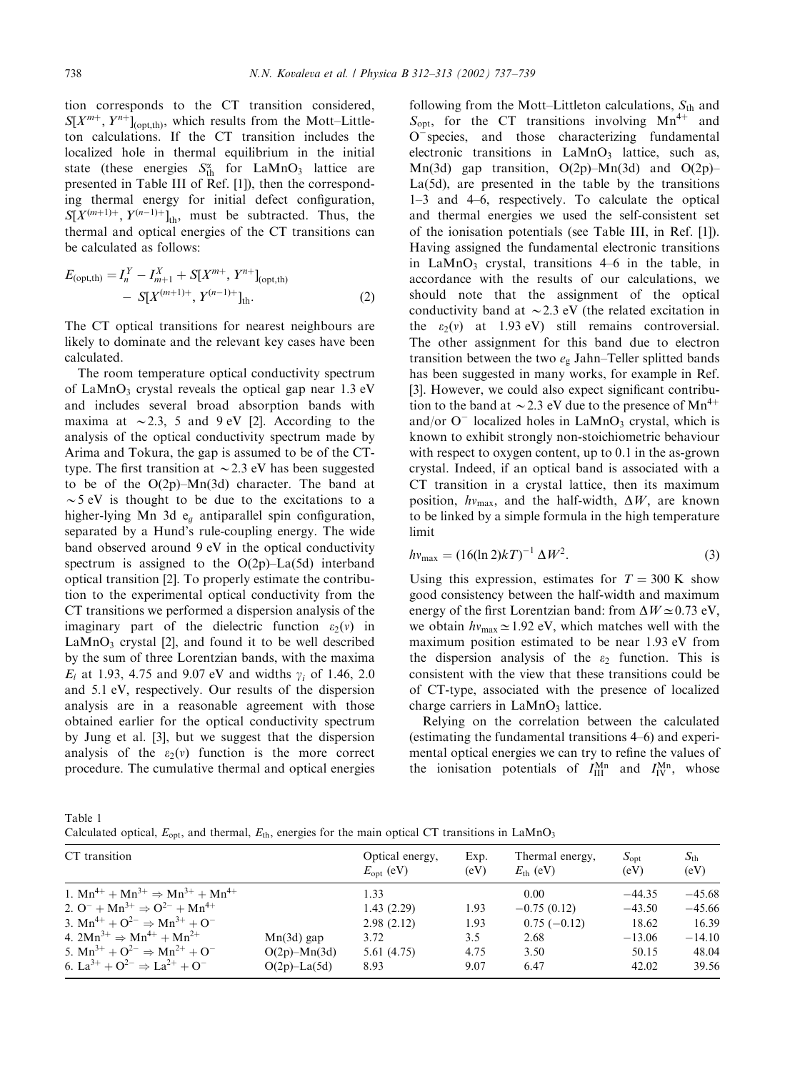tion corresponds to the CT transition considered, $S[X^{m+}, Y^{n+}]_{(\mathrm{opt,th})}$, which results from the Mott–Littleton calculations. If the CT transition includes the localized hole in thermal equilibrium in the initial state (these energies $S^{\alpha}_{\mathrm{th}}$ for $LaMnO_3$ lattice are presented in Table III of Ref. [1]), then the corresponding thermal energy for initial defect configuration, $S[X^{(m+1)+}, Y^{(n-1)+}]_{\mathrm{th}}$, must be subtracted. Thus, the thermal and optical energies of the CT transitions can be calculated as follows:

$$E_{(\mathrm{opt,th})} = I^{Y}_{n} - I^{X}_{m+1} + S[X^{m+}, Y^{n+}]_{(\mathrm{opt,th})} - S[X^{(m+1)+}, Y^{(n-1)+}]_{\mathrm{th}}. \quad (2)$$

The CT optical transitions for nearest neighbours are likely to dominate and the relevant key cases have been calculated.

The room temperature optical conductivity spectrum of $LaMnO_3$ crystal reveals the optical gap near 1.3 eV and includes several broad absorption bands with maxima at $\sim$2.3, 5 and 9 eV [2]. According to the analysis of the optical conductivity spectrum made by Arima and Tokura, the gap is assumed to be of the CT-type. The first transition at $\sim$2.3 eV has been suggested to be of the O(2p)–Mn(3d) character. The band at $\sim$5 eV is thought to be due to the excitations to a higher-lying Mn 3d $e_g$ antiparallel spin configuration, separated by a Hund's rule-coupling energy. The wide band observed around 9 eV in the optical conductivity spectrum is assigned to the O(2p)–La(5d) interband optical transition [2]. To properly estimate the contribution to the experimental optical conductivity from the CT transitions we performed a dispersion analysis of the imaginary part of the dielectric function $\varepsilon_2(\nu)$ in $LaMnO_3$ crystal [2], and found it to be well described by the sum of three Lorentzian bands, with the maxima $E_i$ at 1.93, 4.75 and 9.07 eV and widths $\gamma_i$ of 1.46, 2.0 and 5.1 eV, respectively. Our results of the dispersion analysis are in a reasonable agreement with those obtained earlier for the optical conductivity spectrum by Jung et al. [3], but we suggest that the dispersion analysis of the $\varepsilon_2(\nu)$ function is the more correct procedure. The cumulative thermal and optical energies following from the Mott–Littleton calculations, $S_{\mathrm{th}}$ and $S_{\mathrm{opt}}$, for the CT transitions involving $Mn^{4+}$ and $O^{-}$ species, and those characterizing fundamental electronic transitions in $LaMnO_3$ lattice, such as, Mn(3d) gap transition, O(2p)–Mn(3d) and O(2p)–La(5d), are presented in the table by the transitions 1–3 and 4–6, respectively. To calculate the optical and thermal energies we used the self-consistent set of the ionisation potentials (see Table III, in Ref. [1]). Having assigned the fundamental electronic transitions in $LaMnO_3$ crystal, transitions 4–6 in the table, in accordance with the results of our calculations, we should note that the assignment of the optical conductivity band at $\sim$2.3 eV (the related excitation in the $\varepsilon_2(\nu)$ at 1.93 eV) still remains controversial. The other assignment for this band due to electron transition between the two $e_g$ Jahn–Teller splitted bands has been suggested in many works, for example in Ref. [3]. However, we could also expect significant contribution to the band at $\sim$2.3 eV due to the presence of $Mn^{4+}$ and/or $O^{-}$ localized holes in $LaMnO_3$ crystal, which is known to exhibit strongly non-stoichiometric behaviour with respect to oxygen content, up to 0.1 in the as-grown crystal. Indeed, if an optical band is associated with a CT transition in a crystal lattice, then its maximum position, $h\nu_{\mathrm{max}}$, and the half-width, $\Delta W$, are known to be linked by a simple formula in the high temperature limit

$$h\nu_{\mathrm{max}} = (16(\ln 2)kT)^{-1}\,\Delta W^2. \quad (3)$$

Using this expression, estimates for $T = 300$ K show good consistency between the half-width and maximum energy of the first Lorentzian band: from $\Delta W \simeq 0.73$ eV, we obtain $h\nu_{\mathrm{max}} \simeq 1.92$ eV, which matches well with the maximum position estimated to be near 1.93 eV from the dispersion analysis of the $\varepsilon_2$ function. This is consistent with the view that these transitions could be of CT-type, associated with the presence of localized charge carriers in $LaMnO_3$ lattice.

Relying on the correlation between the calculated (estimating the fundamental transitions 4–6) and experimental optical energies we can try to refine the values of the ionisation potentials of $I^{\mathrm{Mn}}_{\mathrm{III}}$ and $I^{\mathrm{Mn}}_{\mathrm{IV}}$, whose

Table 1
Calculated optical, $E_{\mathrm{opt}}$, and thermal, $E_{\mathrm{th}}$, energies for the main optical CT transitions in $LaMnO_3$

| CT transition | | Optical energy, $E_{\mathrm{opt}}$ (eV) | Exp. (eV) | Thermal energy, $E_{\mathrm{th}}$ (eV) | $S_{\mathrm{opt}}$ (eV) | $S_{\mathrm{th}}$ (eV) |
|---|---|---|---|---|---|---|
| 1. $Mn^{4+} + Mn^{3+} \Rightarrow Mn^{3+} + Mn^{4+}$ | | 1.33 | | 0.00 | −44.35 | −45.68 |
| 2. $O^{-} + Mn^{3+} \Rightarrow O^{2-} + Mn^{4+}$ | | 1.43 (2.29) | 1.93 | −0.75 (0.12) | −43.50 | −45.66 |
| 3. $Mn^{4+} + O^{2-} \Rightarrow Mn^{3+} + O^{-}$ | | 2.98 (2.12) | 1.93 | 0.75 (−0.12) | 18.62 | 16.39 |
| 4. $2Mn^{3+} \Rightarrow Mn^{4+} + Mn^{2+}$ | Mn(3d) gap | 3.72 | 3.5 | 2.68 | −13.06 | −14.10 |
| 5. $Mn^{3+} + O^{2-} \Rightarrow Mn^{2+} + O^{-}$ | O(2p)–Mn(3d) | 5.61 (4.75) | 4.75 | 3.50 | 50.15 | 48.04 |
| 6. $La^{3+} + O^{2-} \Rightarrow La^{2+} + O^{-}$ | O(2p)–La(5d) | 8.93 | 9.07 | 6.47 | 42.02 | 39.56 |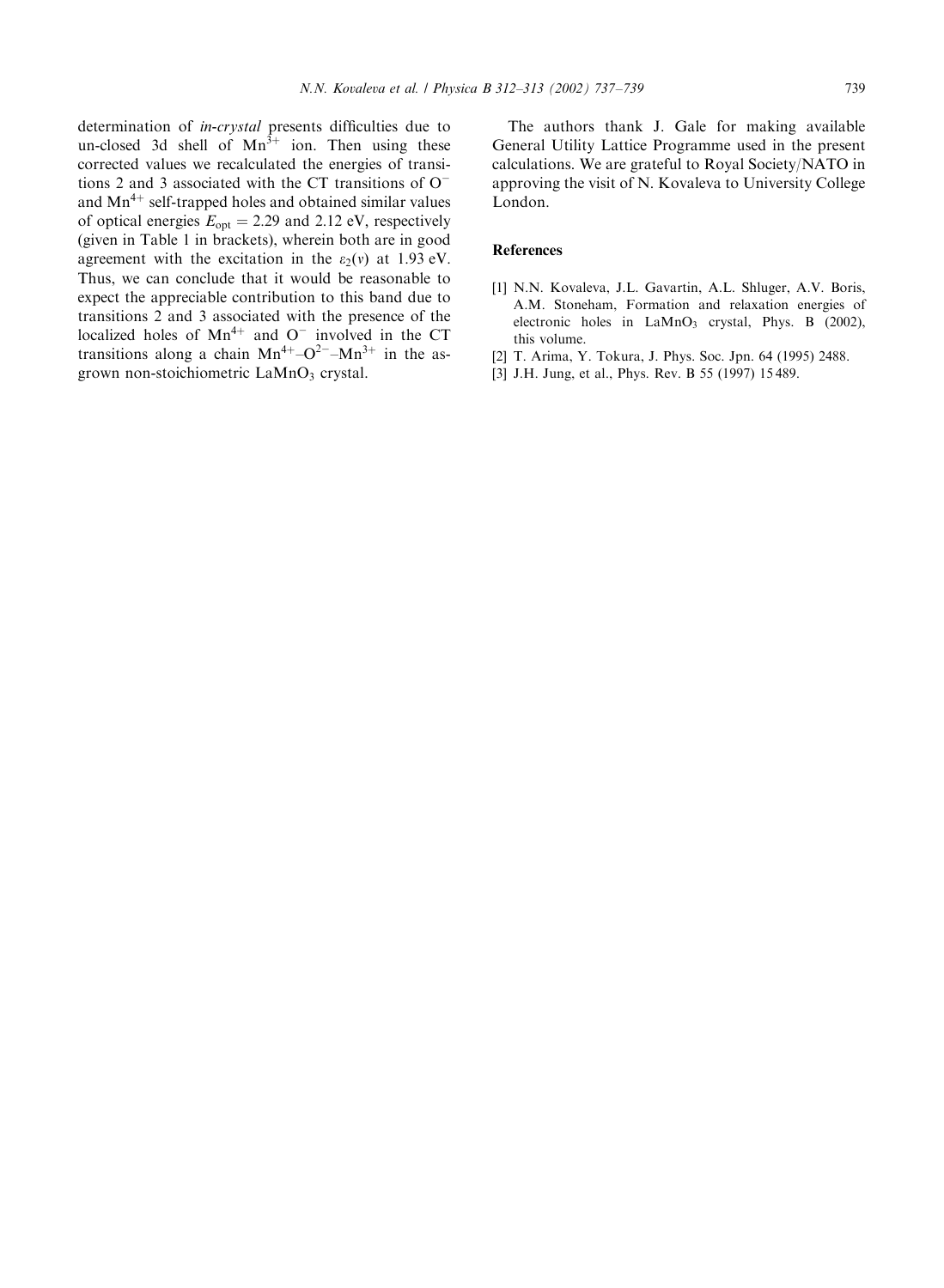determination of *in-crystal* presents difficulties due to un-closed 3d shell of $Mn^{3+}$ ion. Then using these corrected values we recalculated the energies of transitions 2 and 3 associated with the CT transitions of $O^-$ and $Mn^{4+}$ self-trapped holes and obtained similar values of optical energies $E_{opt} = 2.29$ and 2.12 eV, respectively (given in Table 1 in brackets), wherein both are in good agreement with the excitation in the $\varepsilon_2(v)$ at 1.93 eV. Thus, we can conclude that it would be reasonable to expect the appreciable contribution to this band due to transitions 2 and 3 associated with the presence of the localized holes of $Mn^{4+}$ and $O^-$ involved in the CT transitions along a chain $Mn^{4+}$–$O^{2-}$–$Mn^{3+}$ in the as-grown non-stoichiometric $LaMnO_3$ crystal.

The authors thank J. Gale for making available General Utility Lattice Programme used in the present calculations. We are grateful to Royal Society/NATO in approving the visit of N. Kovaleva to University College London.

## References

[1] N.N. Kovaleva, J.L. Gavartin, A.L. Shluger, A.V. Boris, A.M. Stoneham, Formation and relaxation energies of electronic holes in $LaMnO_3$ crystal, Phys. B (2002), this volume.

[2] T. Arima, Y. Tokura, J. Phys. Soc. Jpn. 64 (1995) 2488.

[3] J.H. Jung, et al., Phys. Rev. B 55 (1997) 15 489.